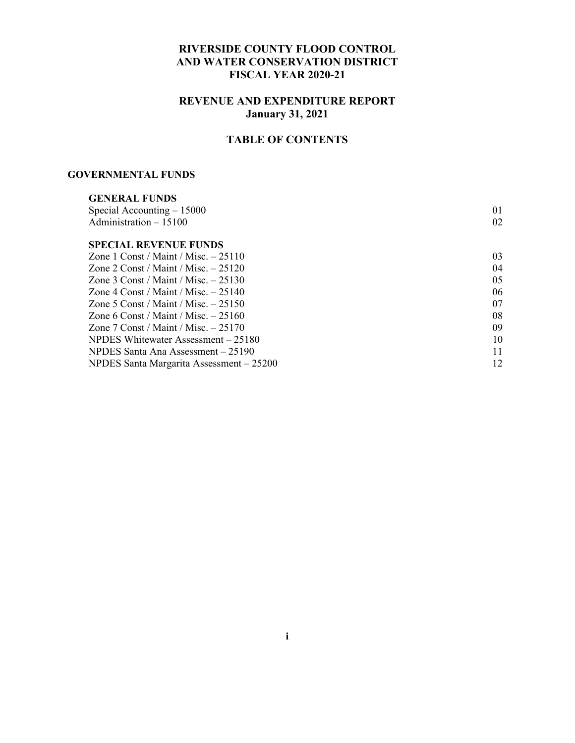# RIVERSIDE COUNTY FLOOD CONTROL AND WATER CONSERVATION DISTRICT FISCAL YEAR 2020-21

## REVENUE AND EXPENDITURE REPORT January 31, 2021

## TABLE OF CONTENTS

### GOVERNMENTAL FUNDS

**GENERAL FUNDS**

| | |
|---|---|
| Special Accounting – 15000 | 01 |
| Administration – 15100 | 02 |

**SPECIAL REVENUE FUNDS**

| | |
|---|---|
| Zone 1 Const / Maint / Misc. – 25110 | 03 |
| Zone 2 Const / Maint / Misc. – 25120 | 04 |
| Zone 3 Const / Maint / Misc. – 25130 | 05 |
| Zone 4 Const / Maint / Misc. – 25140 | 06 |
| Zone 5 Const / Maint / Misc. – 25150 | 07 |
| Zone 6 Const / Maint / Misc. – 25160 | 08 |
| Zone 7 Const / Maint / Misc. – 25170 | 09 |
| NPDES Whitewater Assessment – 25180 | 10 |
| NPDES Santa Ana Assessment – 25190 | 11 |
| NPDES Santa Margarita Assessment – 25200 | 12 |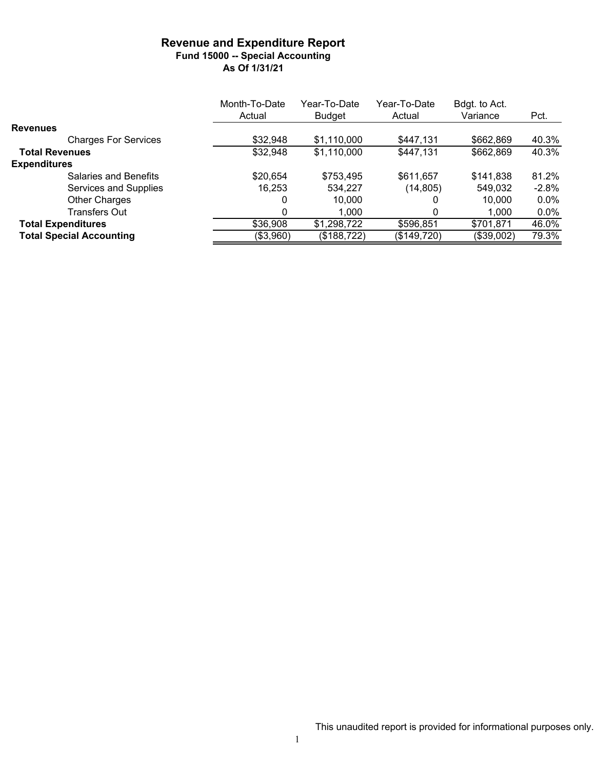# Revenue and Expenditure Report

## Fund 15000 -- Special Accounting

### As Of 1/31/21

| | Month-To-Date Actual | Year-To-Date Budget | Year-To-Date Actual | Bdgt. to Act. Variance | Pct. |
|---|---|---|---|---|---|
| **Revenues** | | | | | |
| Charges For Services | $32,948 | $1,110,000 | $447,131 | $662,869 | 40.3% |
| **Total Revenues** | $32,948 | $1,110,000 | $447,131 | $662,869 | 40.3% |
| **Expenditures** | | | | | |
| Salaries and Benefits | $20,654 | $753,495 | $611,657 | $141,838 | 81.2% |
| Services and Supplies | 16,253 | 534,227 | (14,805) | 549,032 | -2.8% |
| Other Charges | 0 | 10,000 | 0 | 10,000 | 0.0% |
| Transfers Out | 0 | 1,000 | 0 | 1,000 | 0.0% |
| **Total Expenditures** | $36,908 | $1,298,722 | $596,851 | $701,871 | 46.0% |
| **Total Special Accounting** | ($3,960) | ($188,722) | ($149,720) | ($39,002) | 79.3% |

This unaudited report is provided for informational purposes only.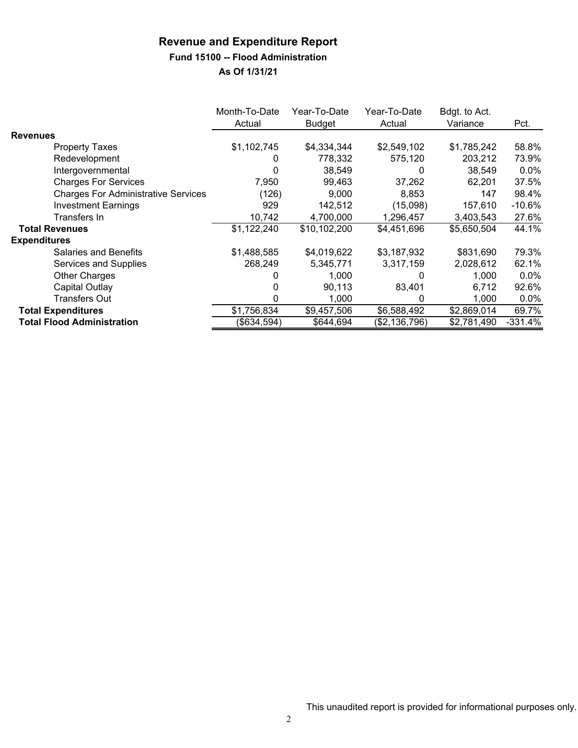# Revenue and Expenditure Report

## Fund 15100 -- Flood Administration

### As Of 1/31/21

| | Month-To-Date Actual | Year-To-Date Budget | Year-To-Date Actual | Bdgt. to Act. Variance | Pct. |
|---|---|---|---|---|---|
| **Revenues** | | | | | |
| Property Taxes | $1,102,745 | $4,334,344 | $2,549,102 | $1,785,242 | 58.8% |
| Redevelopment | 0 | 778,332 | 575,120 | 203,212 | 73.9% |
| Intergovernmental | 0 | 38,549 | 0 | 38,549 | 0.0% |
| Charges For Services | 7,950 | 99,463 | 37,262 | 62,201 | 37.5% |
| Charges For Administrative Services | (126) | 9,000 | 8,853 | 147 | 98.4% |
| Investment Earnings | 929 | 142,512 | (15,098) | 157,610 | -10.6% |
| Transfers In | 10,742 | 4,700,000 | 1,296,457 | 3,403,543 | 27.6% |
| **Total Revenues** | $1,122,240 | $10,102,200 | $4,451,696 | $5,650,504 | 44.1% |
| **Expenditures** | | | | | |
| Salaries and Benefits | $1,488,585 | $4,019,622 | $3,187,932 | $831,690 | 79.3% |
| Services and Supplies | 268,249 | 5,345,771 | 3,317,159 | 2,028,612 | 62.1% |
| Other Charges | 0 | 1,000 | 0 | 1,000 | 0.0% |
| Capital Outlay | 0 | 90,113 | 83,401 | 6,712 | 92.6% |
| Transfers Out | 0 | 1,000 | 0 | 1,000 | 0.0% |
| **Total Expenditures** | $1,756,834 | $9,457,506 | $6,588,492 | $2,869,014 | 69.7% |
| **Total Flood Administration** | ($634,594) | $644,694 | ($2,136,796) | $2,781,490 | -331.4% |

This unaudited report is provided for informational purposes only.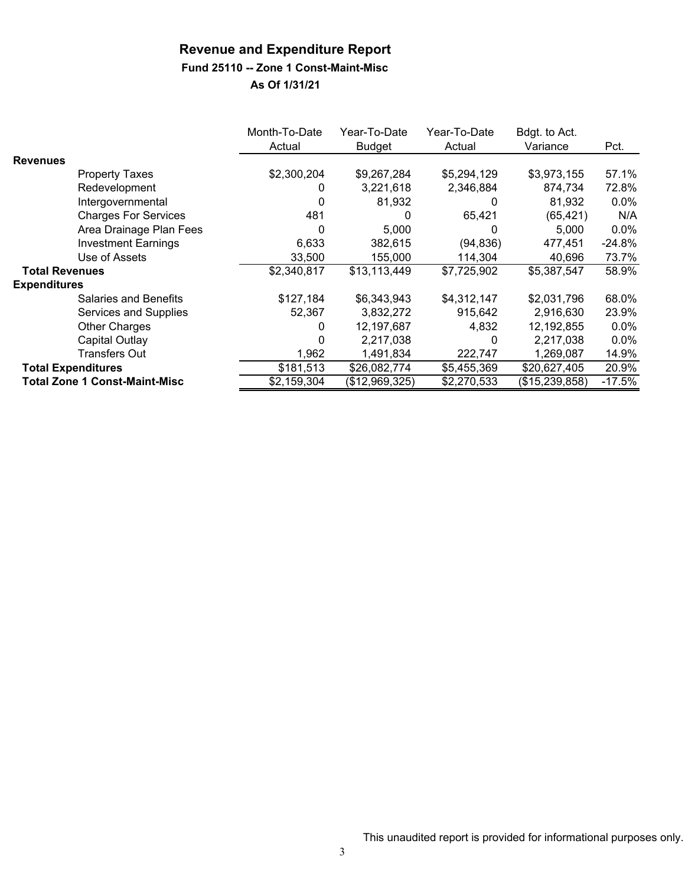# Revenue and Expenditure Report

## Fund 25110 -- Zone 1 Const-Maint-Misc

### As Of 1/31/21

| | Month-To-Date Actual | Year-To-Date Budget | Year-To-Date Actual | Bdgt. to Act. Variance | Pct. |
|---|---|---|---|---|---|
| **Revenues** | | | | | |
| Property Taxes | $2,300,204 | $9,267,284 | $5,294,129 | $3,973,155 | 57.1% |
| Redevelopment | 0 | 3,221,618 | 2,346,884 | 874,734 | 72.8% |
| Intergovernmental | 0 | 81,932 | 0 | 81,932 | 0.0% |
| Charges For Services | 481 | 0 | 65,421 | (65,421) | N/A |
| Area Drainage Plan Fees | 0 | 5,000 | 0 | 5,000 | 0.0% |
| Investment Earnings | 6,633 | 382,615 | (94,836) | 477,451 | -24.8% |
| Use of Assets | 33,500 | 155,000 | 114,304 | 40,696 | 73.7% |
| **Total Revenues** | $2,340,817 | $13,113,449 | $7,725,902 | $5,387,547 | 58.9% |
| **Expenditures** | | | | | |
| Salaries and Benefits | $127,184 | $6,343,943 | $4,312,147 | $2,031,796 | 68.0% |
| Services and Supplies | 52,367 | 3,832,272 | 915,642 | 2,916,630 | 23.9% |
| Other Charges | 0 | 12,197,687 | 4,832 | 12,192,855 | 0.0% |
| Capital Outlay | 0 | 2,217,038 | 0 | 2,217,038 | 0.0% |
| Transfers Out | 1,962 | 1,491,834 | 222,747 | 1,269,087 | 14.9% |
| **Total Expenditures** | $181,513 | $26,082,774 | $5,455,369 | $20,627,405 | 20.9% |
| **Total Zone 1 Const-Maint-Misc** | $2,159,304 | ($12,969,325) | $2,270,533 | ($15,239,858) | -17.5% |

This unaudited report is provided for informational purposes only.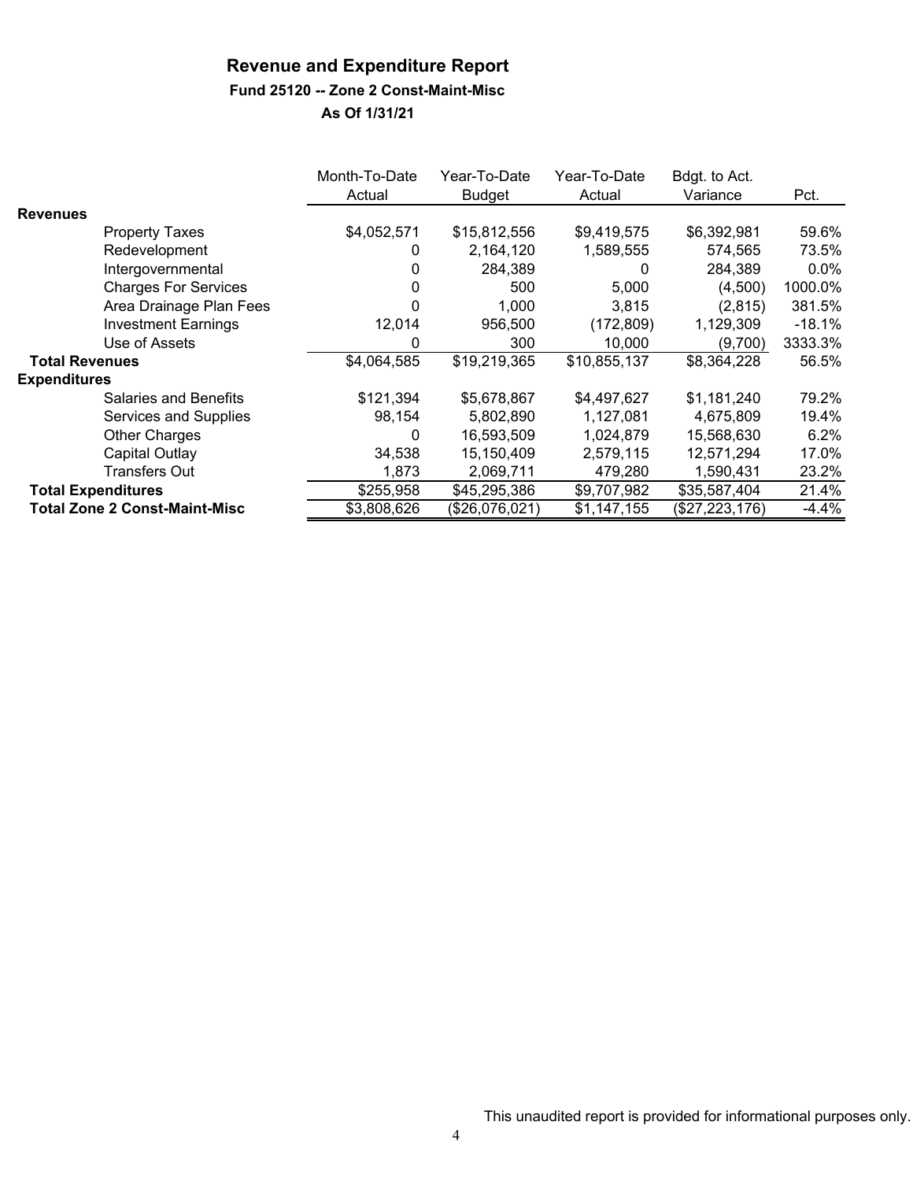# Revenue and Expenditure Report

**Fund 25120 -- Zone 2 Const-Maint-Misc**

**As Of 1/31/21**

| | Month-To-Date Actual | Year-To-Date Budget | Year-To-Date Actual | Bdgt. to Act. Variance | Pct. |
|---|---|---|---|---|---|
| **Revenues** | | | | | |
| Property Taxes | $4,052,571 | $15,812,556 | $9,419,575 | $6,392,981 | 59.6% |
| Redevelopment | 0 | 2,164,120 | 1,589,555 | 574,565 | 73.5% |
| Intergovernmental | 0 | 284,389 | 0 | 284,389 | 0.0% |
| Charges For Services | 0 | 500 | 5,000 | (4,500) | 1000.0% |
| Area Drainage Plan Fees | 0 | 1,000 | 3,815 | (2,815) | 381.5% |
| Investment Earnings | 12,014 | 956,500 | (172,809) | 1,129,309 | -18.1% |
| Use of Assets | 0 | 300 | 10,000 | (9,700) | 3333.3% |
| **Total Revenues** | $4,064,585 | $19,219,365 | $10,855,137 | $8,364,228 | 56.5% |
| **Expenditures** | | | | | |
| Salaries and Benefits | $121,394 | $5,678,867 | $4,497,627 | $1,181,240 | 79.2% |
| Services and Supplies | 98,154 | 5,802,890 | 1,127,081 | 4,675,809 | 19.4% |
| Other Charges | 0 | 16,593,509 | 1,024,879 | 15,568,630 | 6.2% |
| Capital Outlay | 34,538 | 15,150,409 | 2,579,115 | 12,571,294 | 17.0% |
| Transfers Out | 1,873 | 2,069,711 | 479,280 | 1,590,431 | 23.2% |
| **Total Expenditures** | $255,958 | $45,295,386 | $9,707,982 | $35,587,404 | 21.4% |
| **Total Zone 2 Const-Maint-Misc** | $3,808,626 | ($26,076,021) | $1,147,155 | ($27,223,176) | -4.4% |

This unaudited report is provided for informational purposes only.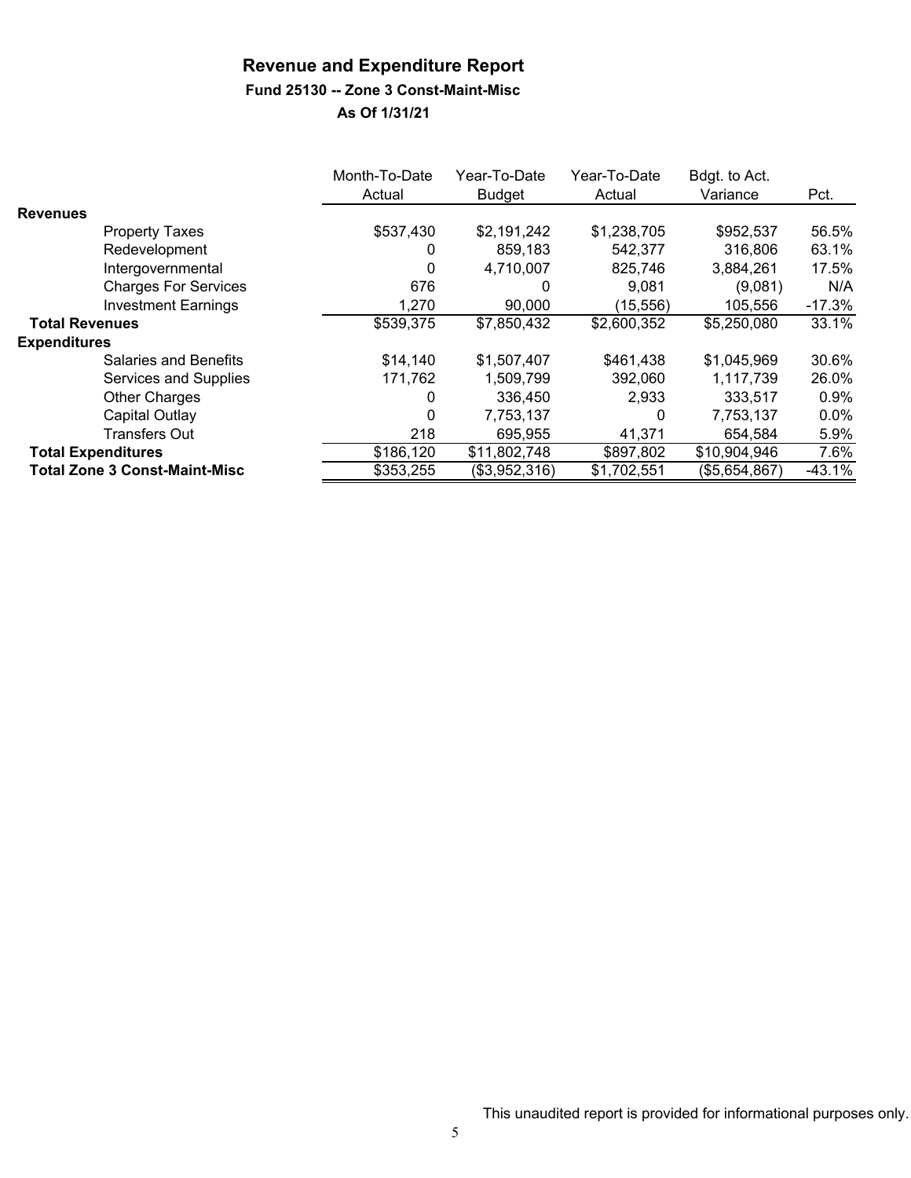# Revenue and Expenditure Report

## Fund 25130 -- Zone 3 Const-Maint-Misc

### As Of 1/31/21

| | Month-To-Date Actual | Year-To-Date Budget | Year-To-Date Actual | Bdgt. to Act. Variance | Pct. |
|---|---|---|---|---|---|
| **Revenues** | | | | | |
| Property Taxes | $537,430 | $2,191,242 | $1,238,705 | $952,537 | 56.5% |
| Redevelopment | 0 | 859,183 | 542,377 | 316,806 | 63.1% |
| Intergovernmental | 0 | 4,710,007 | 825,746 | 3,884,261 | 17.5% |
| Charges For Services | 676 | 0 | 9,081 | (9,081) | N/A |
| Investment Earnings | 1,270 | 90,000 | (15,556) | 105,556 | -17.3% |
| **Total Revenues** | $539,375 | $7,850,432 | $2,600,352 | $5,250,080 | 33.1% |
| **Expenditures** | | | | | |
| Salaries and Benefits | $14,140 | $1,507,407 | $461,438 | $1,045,969 | 30.6% |
| Services and Supplies | 171,762 | 1,509,799 | 392,060 | 1,117,739 | 26.0% |
| Other Charges | 0 | 336,450 | 2,933 | 333,517 | 0.9% |
| Capital Outlay | 0 | 7,753,137 | 0 | 7,753,137 | 0.0% |
| Transfers Out | 218 | 695,955 | 41,371 | 654,584 | 5.9% |
| **Total Expenditures** | $186,120 | $11,802,748 | $897,802 | $10,904,946 | 7.6% |
| **Total Zone 3 Const-Maint-Misc** | $353,255 | ($3,952,316) | $1,702,551 | ($5,654,867) | -43.1% |

This unaudited report is provided for informational purposes only.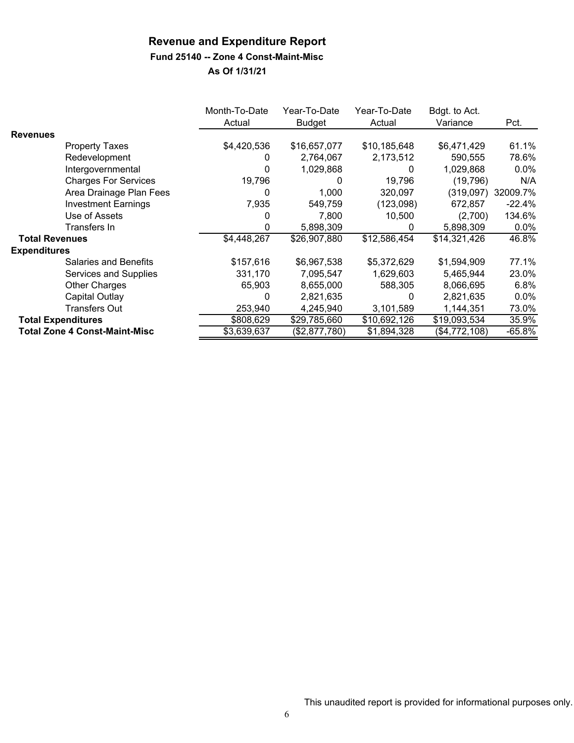# Revenue and Expenditure Report

### Fund 25140 -- Zone 4 Const-Maint-Misc

### As Of 1/31/21

| | Month-To-Date Actual | Year-To-Date Budget | Year-To-Date Actual | Bdgt. to Act. Variance | Pct. |
|---|---|---|---|---|---|
| **Revenues** | | | | | |
| Property Taxes | $4,420,536 | $16,657,077 | $10,185,648 | $6,471,429 | 61.1% |
| Redevelopment | 0 | 2,764,067 | 2,173,512 | 590,555 | 78.6% |
| Intergovernmental | 0 | 1,029,868 | 0 | 1,029,868 | 0.0% |
| Charges For Services | 19,796 | 0 | 19,796 | (19,796) | N/A |
| Area Drainage Plan Fees | 0 | 1,000 | 320,097 | (319,097) | 32009.7% |
| Investment Earnings | 7,935 | 549,759 | (123,098) | 672,857 | -22.4% |
| Use of Assets | 0 | 7,800 | 10,500 | (2,700) | 134.6% |
| Transfers In | 0 | 5,898,309 | 0 | 5,898,309 | 0.0% |
| **Total Revenues** | $4,448,267 | $26,907,880 | $12,586,454 | $14,321,426 | 46.8% |
| **Expenditures** | | | | | |
| Salaries and Benefits | $157,616 | $6,967,538 | $5,372,629 | $1,594,909 | 77.1% |
| Services and Supplies | 331,170 | 7,095,547 | 1,629,603 | 5,465,944 | 23.0% |
| Other Charges | 65,903 | 8,655,000 | 588,305 | 8,066,695 | 6.8% |
| Capital Outlay | 0 | 2,821,635 | 0 | 2,821,635 | 0.0% |
| Transfers Out | 253,940 | 4,245,940 | 3,101,589 | 1,144,351 | 73.0% |
| **Total Expenditures** | $808,629 | $29,785,660 | $10,692,126 | $19,093,534 | 35.9% |
| **Total Zone 4 Const-Maint-Misc** | $3,639,637 | ($2,877,780) | $1,894,328 | ($4,772,108) | -65.8% |

This unaudited report is provided for informational purposes only.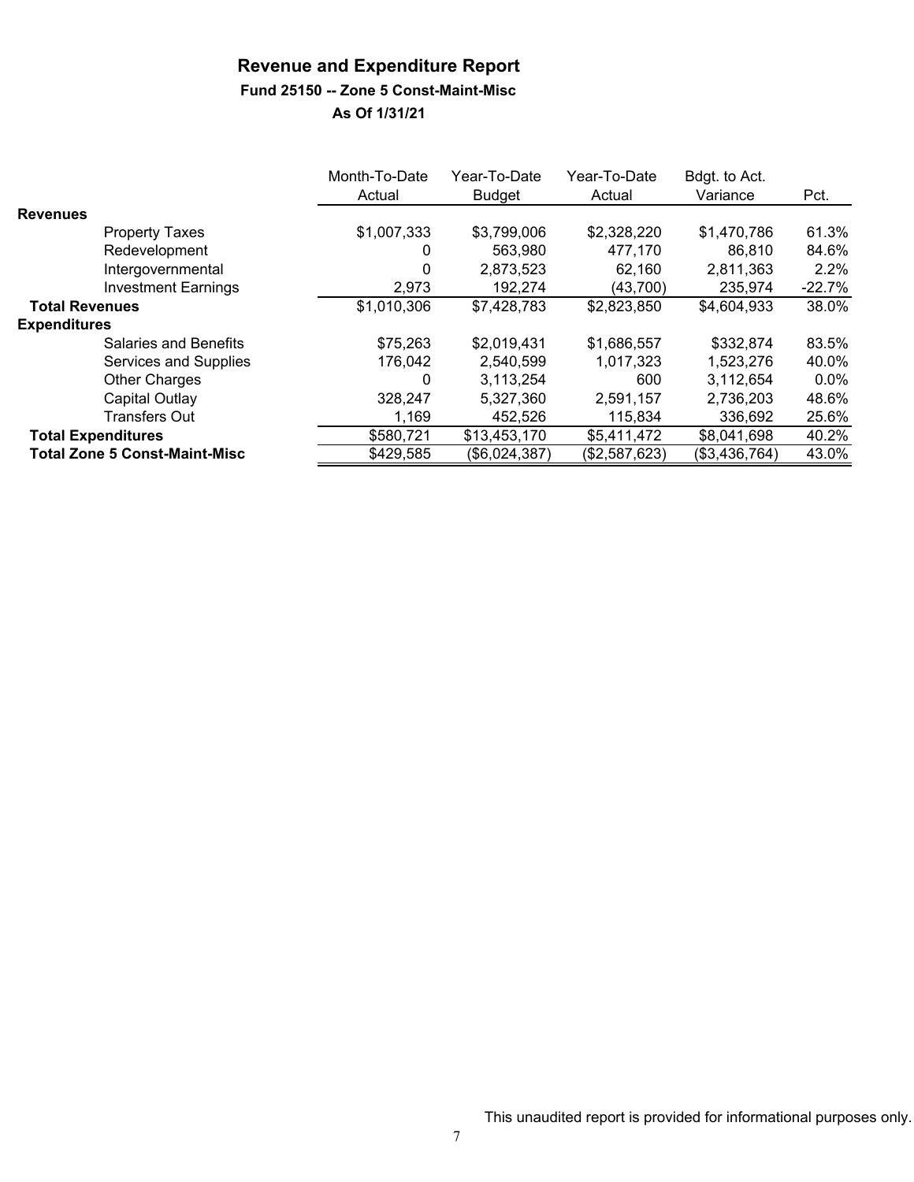# Revenue and Expenditure Report

**Fund 25150 -- Zone 5 Const-Maint-Misc**

**As Of 1/31/21**

| | Month-To-Date Actual | Year-To-Date Budget | Year-To-Date Actual | Bdgt. to Act. Variance | Pct. |
|---|---|---|---|---|---|
| **Revenues** | | | | | |
| Property Taxes | $1,007,333 | $3,799,006 | $2,328,220 | $1,470,786 | 61.3% |
| Redevelopment | 0 | 563,980 | 477,170 | 86,810 | 84.6% |
| Intergovernmental | 0 | 2,873,523 | 62,160 | 2,811,363 | 2.2% |
| Investment Earnings | 2,973 | 192,274 | (43,700) | 235,974 | -22.7% |
| **Total Revenues** | $1,010,306 | $7,428,783 | $2,823,850 | $4,604,933 | 38.0% |
| **Expenditures** | | | | | |
| Salaries and Benefits | $75,263 | $2,019,431 | $1,686,557 | $332,874 | 83.5% |
| Services and Supplies | 176,042 | 2,540,599 | 1,017,323 | 1,523,276 | 40.0% |
| Other Charges | 0 | 3,113,254 | 600 | 3,112,654 | 0.0% |
| Capital Outlay | 328,247 | 5,327,360 | 2,591,157 | 2,736,203 | 48.6% |
| Transfers Out | 1,169 | 452,526 | 115,834 | 336,692 | 25.6% |
| **Total Expenditures** | $580,721 | $13,453,170 | $5,411,472 | $8,041,698 | 40.2% |
| **Total Zone 5 Const-Maint-Misc** | $429,585 | ($6,024,387) | ($2,587,623) | ($3,436,764) | 43.0% |

This unaudited report is provided for informational purposes only.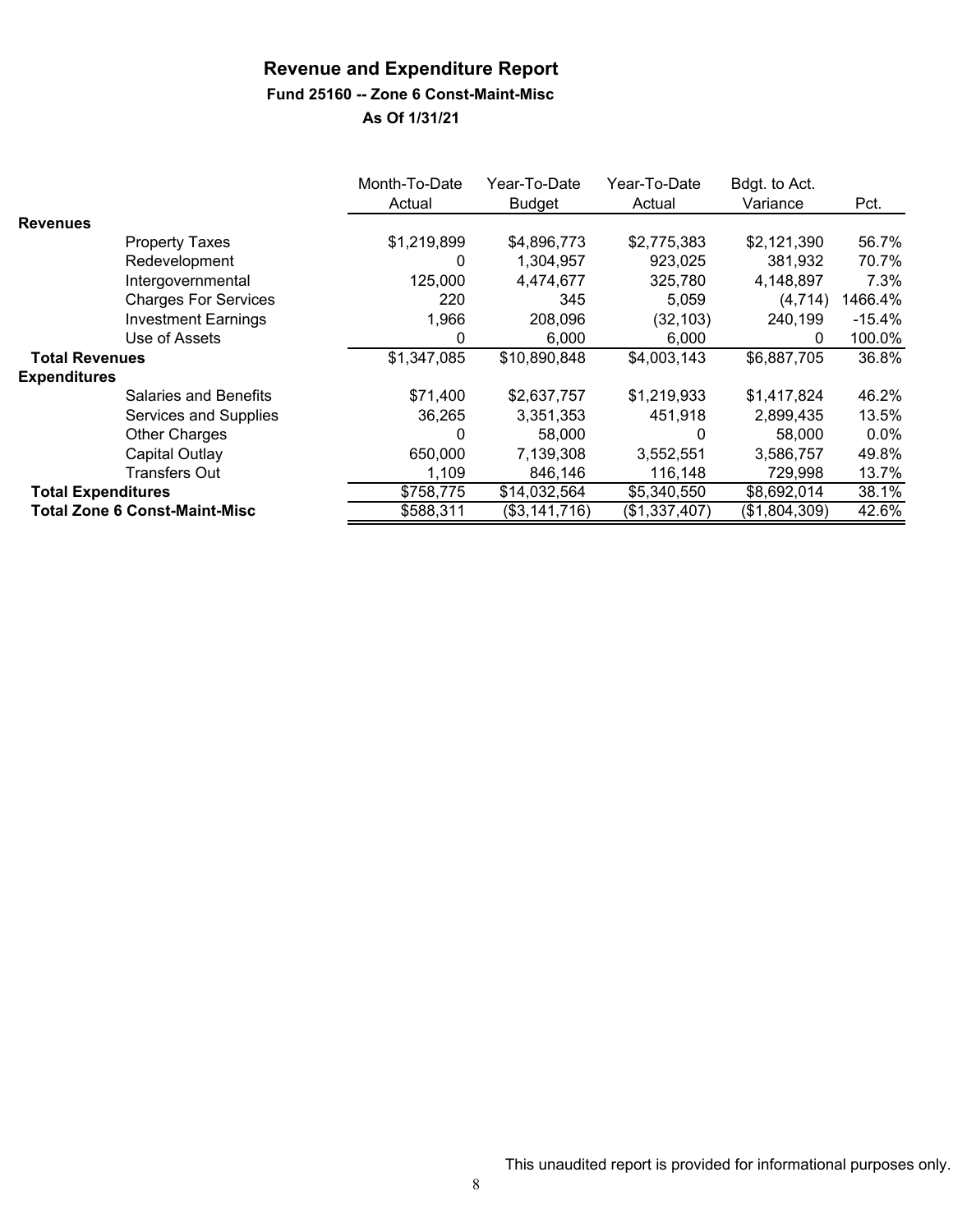# Revenue and Expenditure Report

### Fund 25160 -- Zone 6 Const-Maint-Misc

### As Of 1/31/21

| | Month-To-Date Actual | Year-To-Date Budget | Year-To-Date Actual | Bdgt. to Act. Variance | Pct. |
|---|---|---|---|---|---|
| **Revenues** | | | | | |
| Property Taxes | $1,219,899 | $4,896,773 | $2,775,383 | $2,121,390 | 56.7% |
| Redevelopment | 0 | 1,304,957 | 923,025 | 381,932 | 70.7% |
| Intergovernmental | 125,000 | 4,474,677 | 325,780 | 4,148,897 | 7.3% |
| Charges For Services | 220 | 345 | 5,059 | (4,714) | 1466.4% |
| Investment Earnings | 1,966 | 208,096 | (32,103) | 240,199 | -15.4% |
| Use of Assets | 0 | 6,000 | 6,000 | 0 | 100.0% |
| **Total Revenues** | $1,347,085 | $10,890,848 | $4,003,143 | $6,887,705 | 36.8% |
| **Expenditures** | | | | | |
| Salaries and Benefits | $71,400 | $2,637,757 | $1,219,933 | $1,417,824 | 46.2% |
| Services and Supplies | 36,265 | 3,351,353 | 451,918 | 2,899,435 | 13.5% |
| Other Charges | 0 | 58,000 | 0 | 58,000 | 0.0% |
| Capital Outlay | 650,000 | 7,139,308 | 3,552,551 | 3,586,757 | 49.8% |
| Transfers Out | 1,109 | 846,146 | 116,148 | 729,998 | 13.7% |
| **Total Expenditures** | $758,775 | $14,032,564 | $5,340,550 | $8,692,014 | 38.1% |
| **Total Zone 6 Const-Maint-Misc** | $588,311 | ($3,141,716) | ($1,337,407) | ($1,804,309) | 42.6% |

This unaudited report is provided for informational purposes only.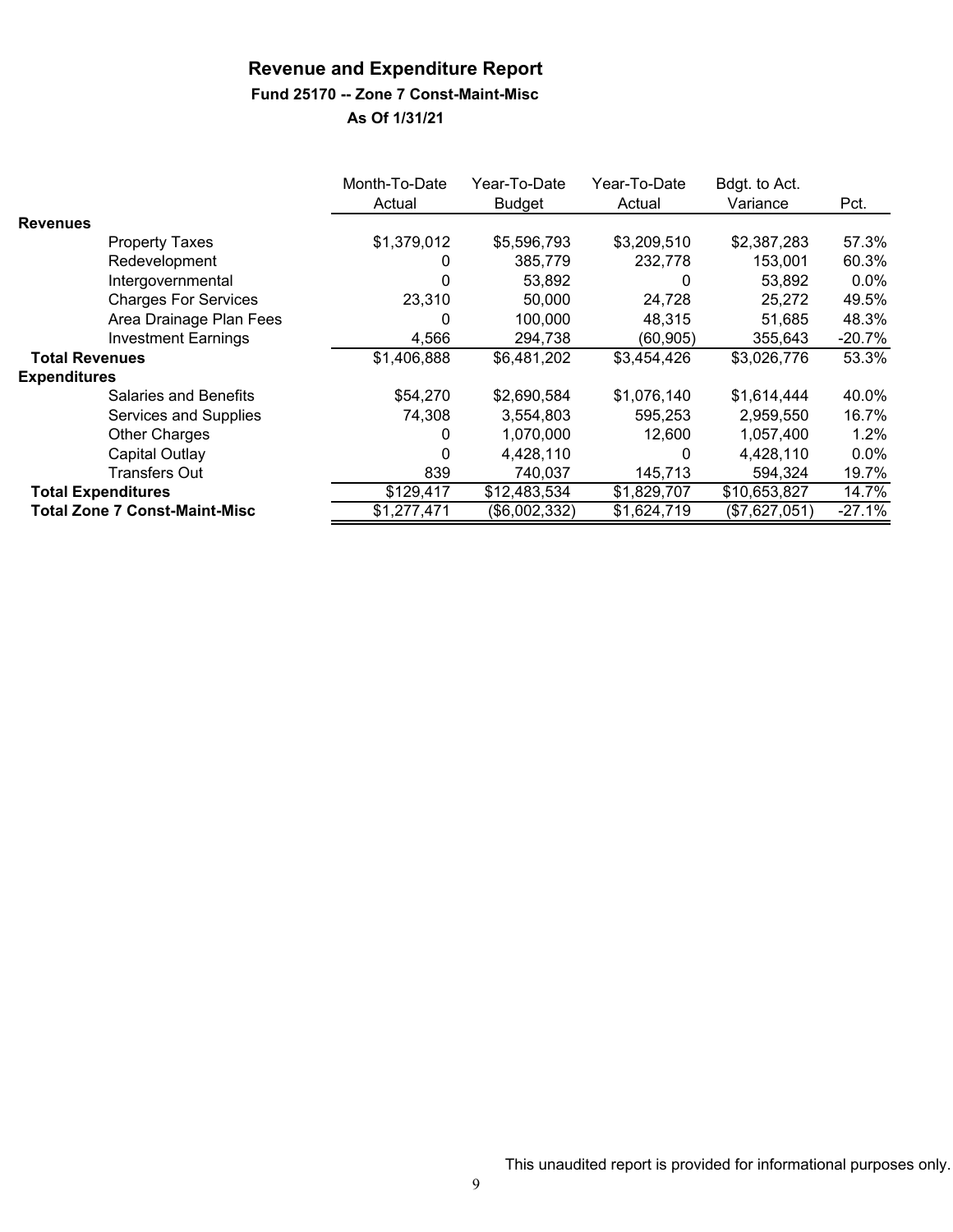# Revenue and Expenditure Report

### Fund 25170 -- Zone 7 Const-Maint-Misc

### As Of 1/31/21

| | Month-To-Date Actual | Year-To-Date Budget | Year-To-Date Actual | Bdgt. to Act. Variance | Pct. |
|---|---|---|---|---|---|
| **Revenues** | | | | | |
| Property Taxes | $1,379,012 | $5,596,793 | $3,209,510 | $2,387,283 | 57.3% |
| Redevelopment | 0 | 385,779 | 232,778 | 153,001 | 60.3% |
| Intergovernmental | 0 | 53,892 | 0 | 53,892 | 0.0% |
| Charges For Services | 23,310 | 50,000 | 24,728 | 25,272 | 49.5% |
| Area Drainage Plan Fees | 0 | 100,000 | 48,315 | 51,685 | 48.3% |
| Investment Earnings | 4,566 | 294,738 | (60,905) | 355,643 | -20.7% |
| **Total Revenues** | $1,406,888 | $6,481,202 | $3,454,426 | $3,026,776 | 53.3% |
| **Expenditures** | | | | | |
| Salaries and Benefits | $54,270 | $2,690,584 | $1,076,140 | $1,614,444 | 40.0% |
| Services and Supplies | 74,308 | 3,554,803 | 595,253 | 2,959,550 | 16.7% |
| Other Charges | 0 | 1,070,000 | 12,600 | 1,057,400 | 1.2% |
| Capital Outlay | 0 | 4,428,110 | 0 | 4,428,110 | 0.0% |
| Transfers Out | 839 | 740,037 | 145,713 | 594,324 | 19.7% |
| **Total Expenditures** | $129,417 | $12,483,534 | $1,829,707 | $10,653,827 | 14.7% |
| **Total Zone 7 Const-Maint-Misc** | $1,277,471 | ($6,002,332) | $1,624,719 | ($7,627,051) | -27.1% |

This unaudited report is provided for informational purposes only.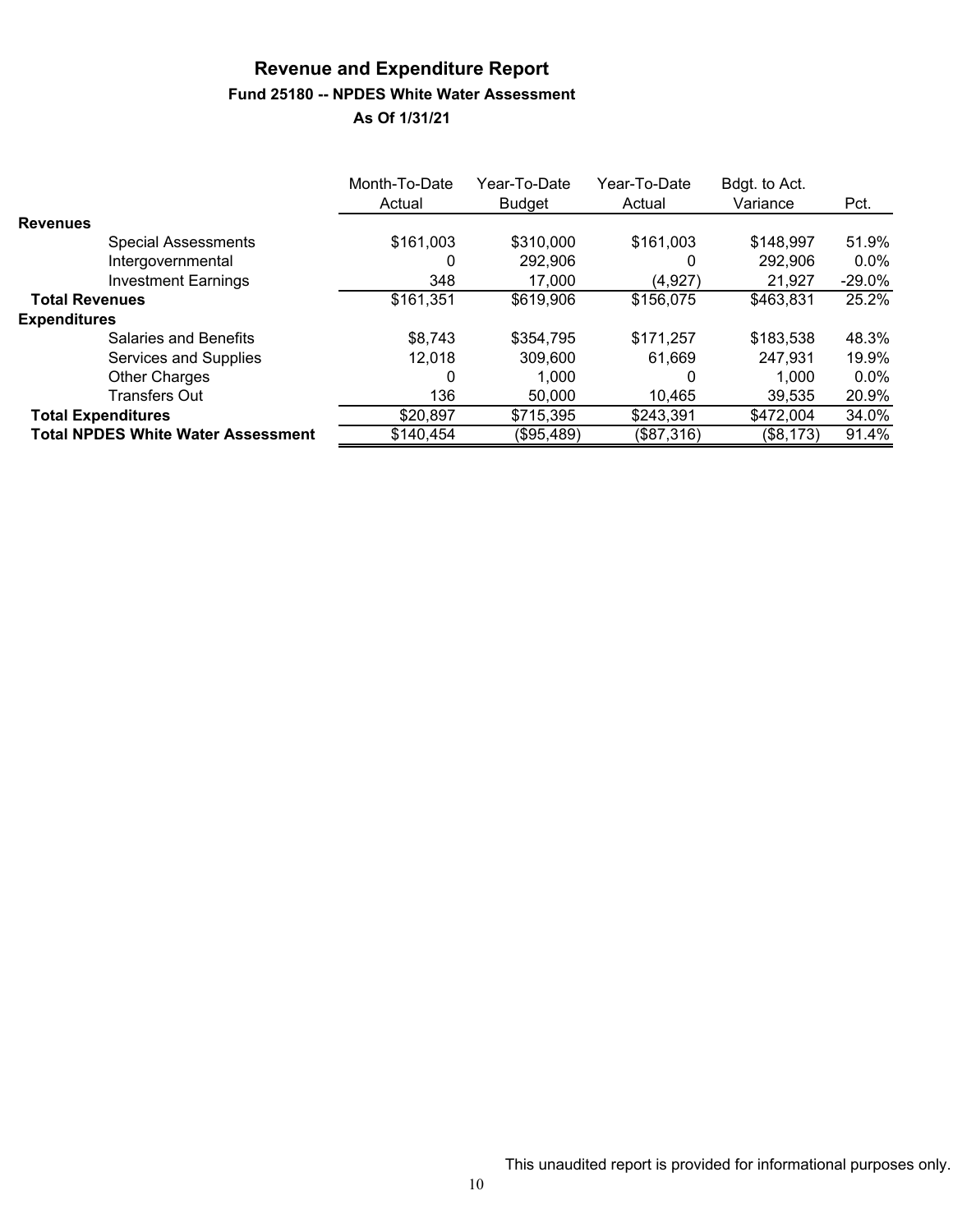# Revenue and Expenditure Report

### Fund 25180 -- NPDES White Water Assessment

### As Of 1/31/21

| | Month-To-Date Actual | Year-To-Date Budget | Year-To-Date Actual | Bdgt. to Act. Variance | Pct. |
|---|---|---|---|---|---|
| **Revenues** | | | | | |
| Special Assessments | $161,003 | $310,000 | $161,003 | $148,997 | 51.9% |
| Intergovernmental | 0 | 292,906 | 0 | 292,906 | 0.0% |
| Investment Earnings | 348 | 17,000 | (4,927) | 21,927 | -29.0% |
| **Total Revenues** | $161,351 | $619,906 | $156,075 | $463,831 | 25.2% |
| **Expenditures** | | | | | |
| Salaries and Benefits | $8,743 | $354,795 | $171,257 | $183,538 | 48.3% |
| Services and Supplies | 12,018 | 309,600 | 61,669 | 247,931 | 19.9% |
| Other Charges | 0 | 1,000 | 0 | 1,000 | 0.0% |
| Transfers Out | 136 | 50,000 | 10,465 | 39,535 | 20.9% |
| **Total Expenditures** | $20,897 | $715,395 | $243,391 | $472,004 | 34.0% |
| **Total NPDES White Water Assessment** | $140,454 | ($95,489) | ($87,316) | ($8,173) | 91.4% |

This unaudited report is provided for informational purposes only.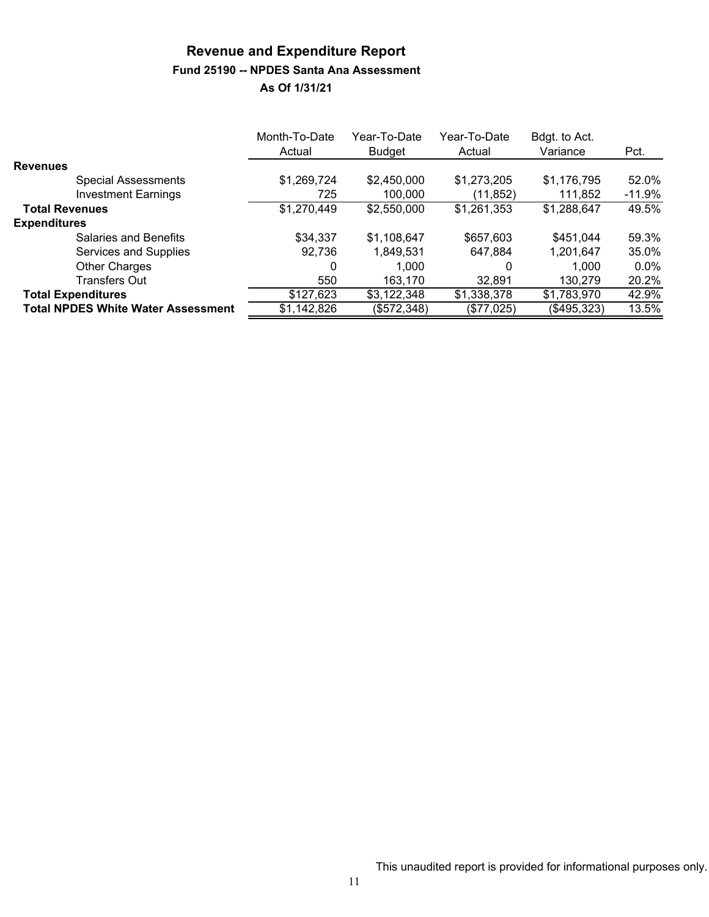# Revenue and Expenditure Report

## Fund 25190 -- NPDES Santa Ana Assessment

### As Of 1/31/21

| | Month-To-Date Actual | Year-To-Date Budget | Year-To-Date Actual | Bdgt. to Act. Variance | Pct. |
|---|---|---|---|---|---|
| **Revenues** | | | | | |
| Special Assessments | $1,269,724 | $2,450,000 | $1,273,205 | $1,176,795 | 52.0% |
| Investment Earnings | 725 | 100,000 | (11,852) | 111,852 | -11.9% |
| **Total Revenues** | $1,270,449 | $2,550,000 | $1,261,353 | $1,288,647 | 49.5% |
| **Expenditures** | | | | | |
| Salaries and Benefits | $34,337 | $1,108,647 | $657,603 | $451,044 | 59.3% |
| Services and Supplies | 92,736 | 1,849,531 | 647,884 | 1,201,647 | 35.0% |
| Other Charges | 0 | 1,000 | 0 | 1,000 | 0.0% |
| Transfers Out | 550 | 163,170 | 32,891 | 130,279 | 20.2% |
| **Total Expenditures** | $127,623 | $3,122,348 | $1,338,378 | $1,783,970 | 42.9% |
| **Total NPDES White Water Assessment** | $1,142,826 | ($572,348) | ($77,025) | ($495,323) | 13.5% |

This unaudited report is provided for informational purposes only.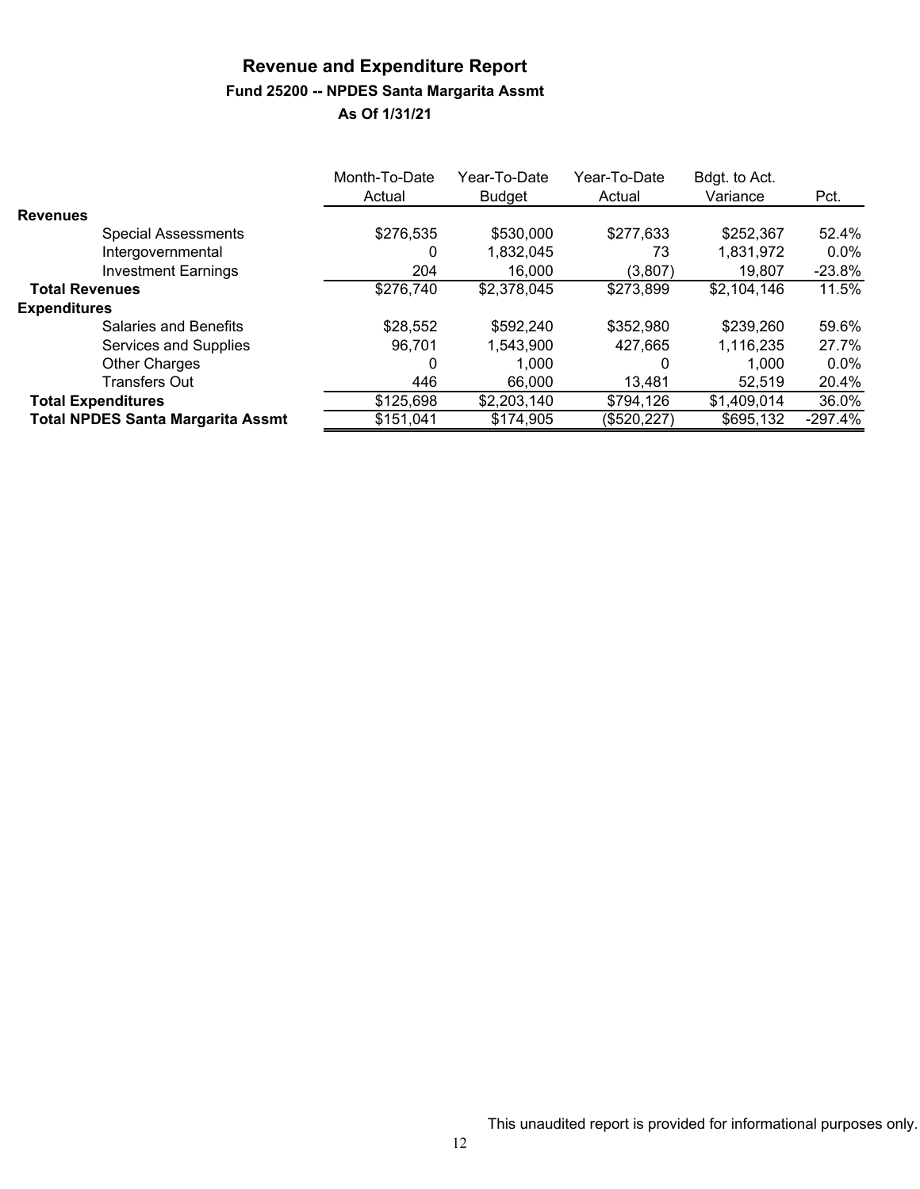# Revenue and Expenditure Report

## Fund 25200 -- NPDES Santa Margarita Assmt

### As Of 1/31/21

| | Month-To-Date Actual | Year-To-Date Budget | Year-To-Date Actual | Bdgt. to Act. Variance | Pct. |
|---|---|---|---|---|---|
| **Revenues** | | | | | |
| Special Assessments | $276,535 | $530,000 | $277,633 | $252,367 | 52.4% |
| Intergovernmental | 0 | 1,832,045 | 73 | 1,831,972 | 0.0% |
| Investment Earnings | 204 | 16,000 | (3,807) | 19,807 | -23.8% |
| **Total Revenues** | $276,740 | $2,378,045 | $273,899 | $2,104,146 | 11.5% |
| **Expenditures** | | | | | |
| Salaries and Benefits | $28,552 | $592,240 | $352,980 | $239,260 | 59.6% |
| Services and Supplies | 96,701 | 1,543,900 | 427,665 | 1,116,235 | 27.7% |
| Other Charges | 0 | 1,000 | 0 | 1,000 | 0.0% |
| Transfers Out | 446 | 66,000 | 13,481 | 52,519 | 20.4% |
| **Total Expenditures** | $125,698 | $2,203,140 | $794,126 | $1,409,014 | 36.0% |
| **Total NPDES Santa Margarita Assmt** | $151,041 | $174,905 | ($520,227) | $695,132 | -297.4% |

This unaudited report is provided for informational purposes only.